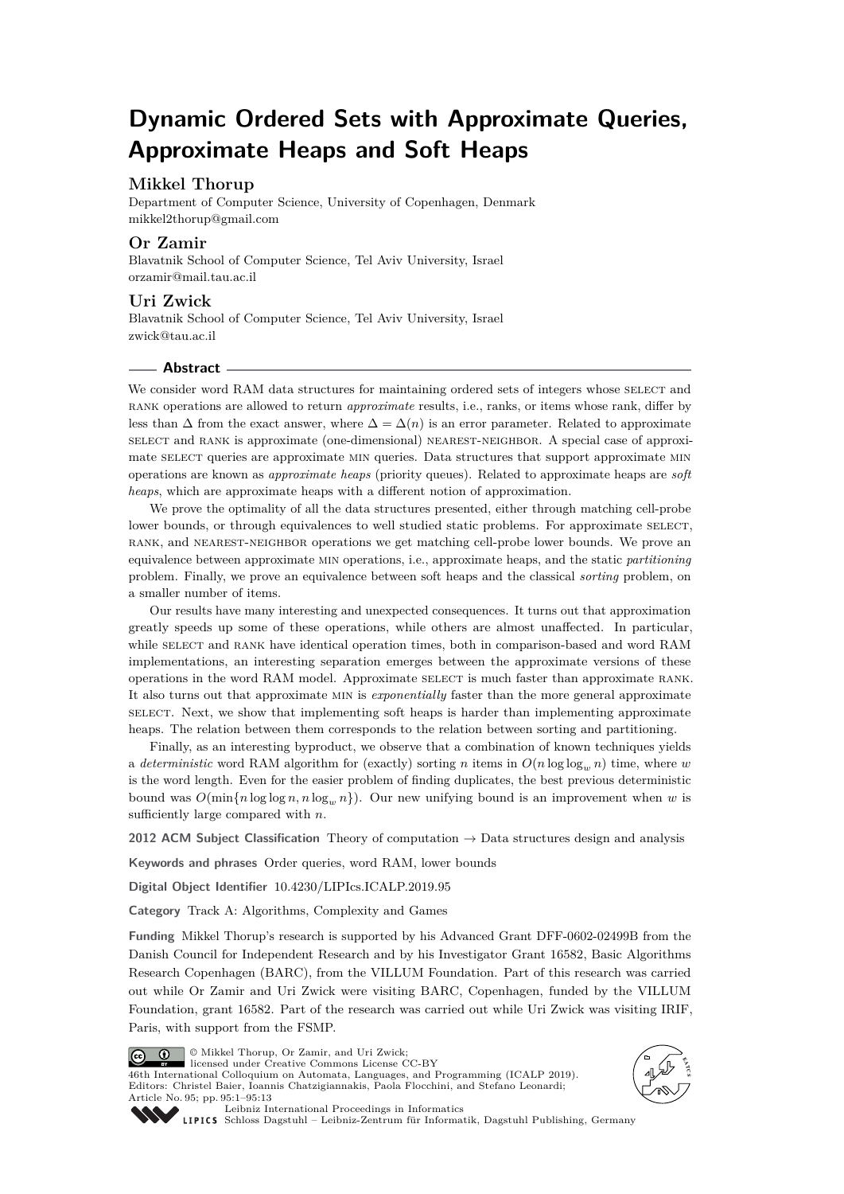# Dynamic Ordered Sets with Approximate Queries, Approximate Heaps and Soft Heaps

**Mikkel Thorup**

Department of Computer Science, University of Copenhagen, Denmark
mikkel2thorup@gmail.com

**Or Zamir**

Blavatnik School of Computer Science, Tel Aviv University, Israel
orzamir@mail.tau.ac.il

**Uri Zwick**

Blavatnik School of Computer Science, Tel Aviv University, Israel
zwick@tau.ac.il

## Abstract

We consider word RAM data structures for maintaining ordered sets of integers whose SELECT and RANK operations are allowed to return *approximate* results, i.e., ranks, or items whose rank, differ by less than $\Delta$ from the exact answer, where $\Delta = \Delta(n)$ is an error parameter. Related to approximate SELECT and RANK is approximate (one-dimensional) NEAREST-NEIGHBOR. A special case of approximate SELECT queries are approximate MIN queries. Data structures that support approximate MIN operations are known as *approximate heaps* (priority queues). Related to approximate heaps are *soft heaps*, which are approximate heaps with a different notion of approximation.

We prove the optimality of all the data structures presented, either through matching cell-probe lower bounds, or through equivalences to well studied static problems. For approximate SELECT, RANK, and NEAREST-NEIGHBOR operations we get matching cell-probe lower bounds. We prove an equivalence between approximate MIN operations, i.e., approximate heaps, and the static *partitioning* problem. Finally, we prove an equivalence between soft heaps and the classical *sorting* problem, on a smaller number of items.

Our results have many interesting and unexpected consequences. It turns out that approximation greatly speeds up some of these operations, while others are almost unaffected. In particular, while SELECT and RANK have identical operation times, both in comparison-based and word RAM implementations, an interesting separation emerges between the approximate versions of these operations in the word RAM model. Approximate SELECT is much faster than approximate RANK. It also turns out that approximate MIN is *exponentially* faster than the more general approximate SELECT. Next, we show that implementing soft heaps is harder than implementing approximate heaps. The relation between them corresponds to the relation between sorting and partitioning.

Finally, as an interesting byproduct, we observe that a combination of known techniques yields a *deterministic* word RAM algorithm for (exactly) sorting $n$ items in $O(n \log \log_w n)$ time, where $w$ is the word length. Even for the easier problem of finding duplicates, the best previous deterministic bound was $O(\min\{n \log \log n, n \log_w n\})$. Our new unifying bound is an improvement when $w$ is sufficiently large compared with $n$.

**2012 ACM Subject Classification** Theory of computation → Data structures design and analysis

**Keywords and phrases** Order queries, word RAM, lower bounds

**Digital Object Identifier** 10.4230/LIPIcs.ICALP.2019.95

**Category** Track A: Algorithms, Complexity and Games

**Funding** Mikkel Thorup's research is supported by his Advanced Grant DFF-0602-02499B from the Danish Council for Independent Research and by his Investigator Grant 16582, Basic Algorithms Research Copenhagen (BARC), from the VILLUM Foundation. Part of this research was carried out while Or Zamir and Uri Zwick were visiting BARC, Copenhagen, funded by the VILLUM Foundation, grant 16582. Part of the research was carried out while Uri Zwick was visiting IRIF, Paris, with support from the FSMP.

© Mikkel Thorup, Or Zamir, and Uri Zwick;
licensed under Creative Commons License CC-BY
46th International Colloquium on Automata, Languages, and Programming (ICALP 2019).
Editors: Christel Baier, Ioannis Chatzigiannakis, Paola Flocchini, and Stefano Leonardi;
Article No. 95; pp. 95:1–95:13
Leibniz International Proceedings in Informatics
LIPICS Schloss Dagstuhl – Leibniz-Zentrum für Informatik, Dagstuhl Publishing, Germany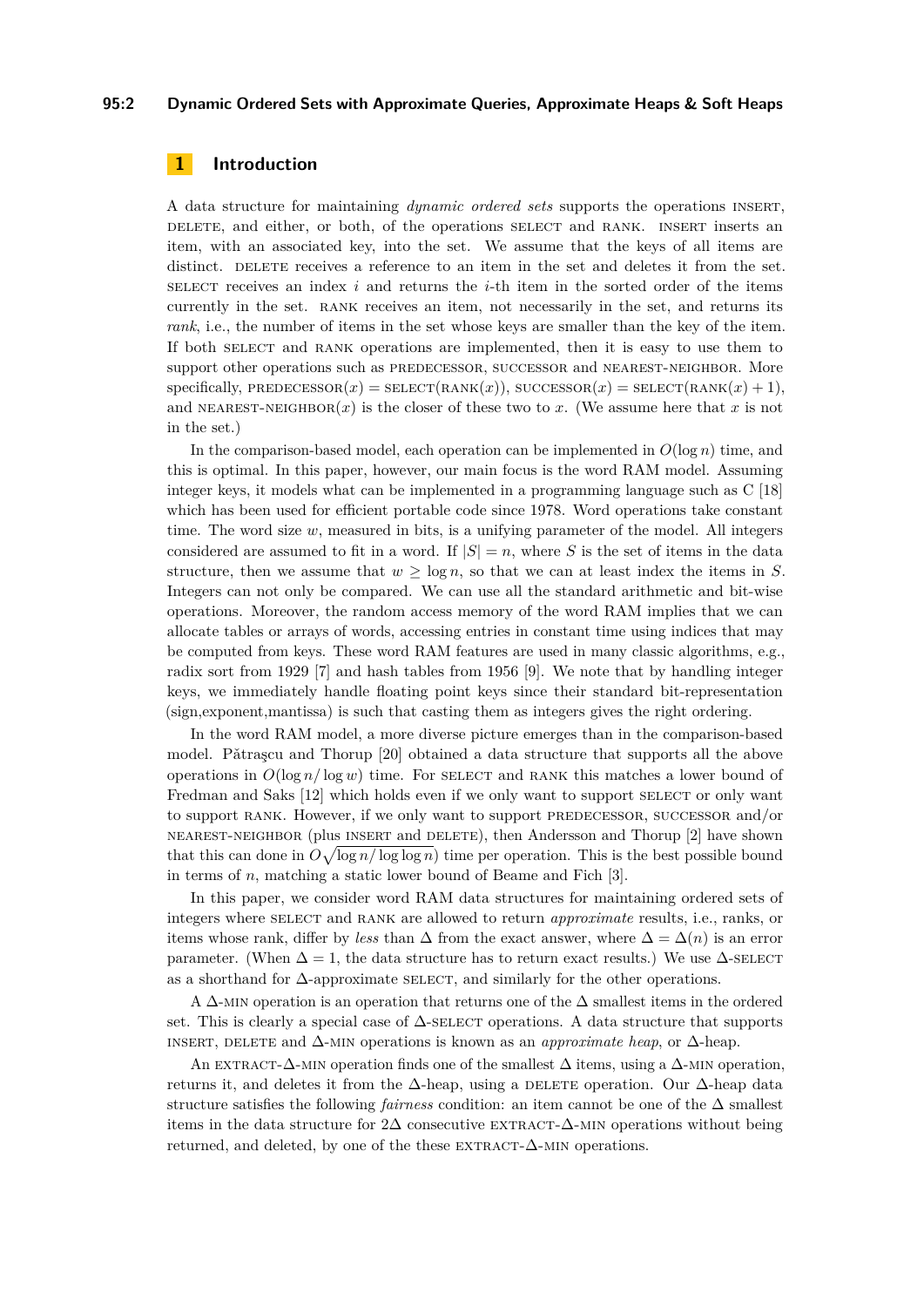## 1 Introduction

A data structure for maintaining *dynamic ordered sets* supports the operations INSERT, DELETE, and either, or both, of the operations SELECT and RANK. INSERT inserts an item, with an associated key, into the set. We assume that the keys of all items are distinct. DELETE receives a reference to an item in the set and deletes it from the set. SELECT receives an index $i$ and returns the $i$-th item in the sorted order of the items currently in the set. RANK receives an item, not necessarily in the set, and returns its *rank*, i.e., the number of items in the set whose keys are smaller than the key of the item. If both SELECT and RANK operations are implemented, then it is easy to use them to support other operations such as PREDECESSOR, SUCCESSOR and NEAREST-NEIGHBOR. More specifically, $\text{PREDECESSOR}(x) = \text{SELECT}(\text{RANK}(x))$, $\text{SUCCESSOR}(x) = \text{SELECT}(\text{RANK}(x) + 1)$, and NEAREST-NEIGHBOR$(x)$ is the closer of these two to $x$. (We assume here that $x$ is not in the set.)

In the comparison-based model, each operation can be implemented in $O(\log n)$ time, and this is optimal. In this paper, however, our main focus is the word RAM model. Assuming integer keys, it models what can be implemented in a programming language such as C [18] which has been used for efficient portable code since 1978. Word operations take constant time. The word size $w$, measured in bits, is a unifying parameter of the model. All integers considered are assumed to fit in a word. If $|S| = n$, where $S$ is the set of items in the data structure, then we assume that $w \geq \log n$, so that we can at least index the items in $S$. Integers can not only be compared. We can use all the standard arithmetic and bit-wise operations. Moreover, the random access memory of the word RAM implies that we can allocate tables or arrays of words, accessing entries in constant time using indices that may be computed from keys. These word RAM features are used in many classic algorithms, e.g., radix sort from 1929 [7] and hash tables from 1956 [9]. We note that by handling integer keys, we immediately handle floating point keys since their standard bit-representation (sign,exponent,mantissa) is such that casting them as integers gives the right ordering.

In the word RAM model, a more diverse picture emerges than in the comparison-based model. Pătraşcu and Thorup [20] obtained a data structure that supports all the above operations in $O(\log n/\log w)$ time. For SELECT and RANK this matches a lower bound of Fredman and Saks [12] which holds even if we only want to support SELECT or only want to support RANK. However, if we only want to support PREDECESSOR, SUCCESSOR and/or NEAREST-NEIGHBOR (plus INSERT and DELETE), then Andersson and Thorup [2] have shown that this can done in $O\sqrt{\log n/\log\log n})$ time per operation. This is the best possible bound in terms of $n$, matching a static lower bound of Beame and Fich [3].

In this paper, we consider word RAM data structures for maintaining ordered sets of integers where SELECT and RANK are allowed to return *approximate* results, i.e., ranks, or items whose rank, differ by *less* than $\Delta$ from the exact answer, where $\Delta = \Delta(n)$ is an error parameter. (When $\Delta = 1$, the data structure has to return exact results.) We use $\Delta$-SELECT as a shorthand for $\Delta$-approximate SELECT, and similarly for the other operations.

A $\Delta$-MIN operation is an operation that returns one of the $\Delta$ smallest items in the ordered set. This is clearly a special case of $\Delta$-SELECT operations. A data structure that supports INSERT, DELETE and $\Delta$-MIN operations is known as an *approximate heap*, or $\Delta$-heap.

An EXTRACT-$\Delta$-MIN operation finds one of the smallest $\Delta$ items, using a $\Delta$-MIN operation, returns it, and deletes it from the $\Delta$-heap, using a DELETE operation. Our $\Delta$-heap data structure satisfies the following *fairness* condition: an item cannot be one of the $\Delta$ smallest items in the data structure for $2\Delta$ consecutive EXTRACT-$\Delta$-MIN operations without being returned, and deleted, by one of the these EXTRACT-$\Delta$-MIN operations.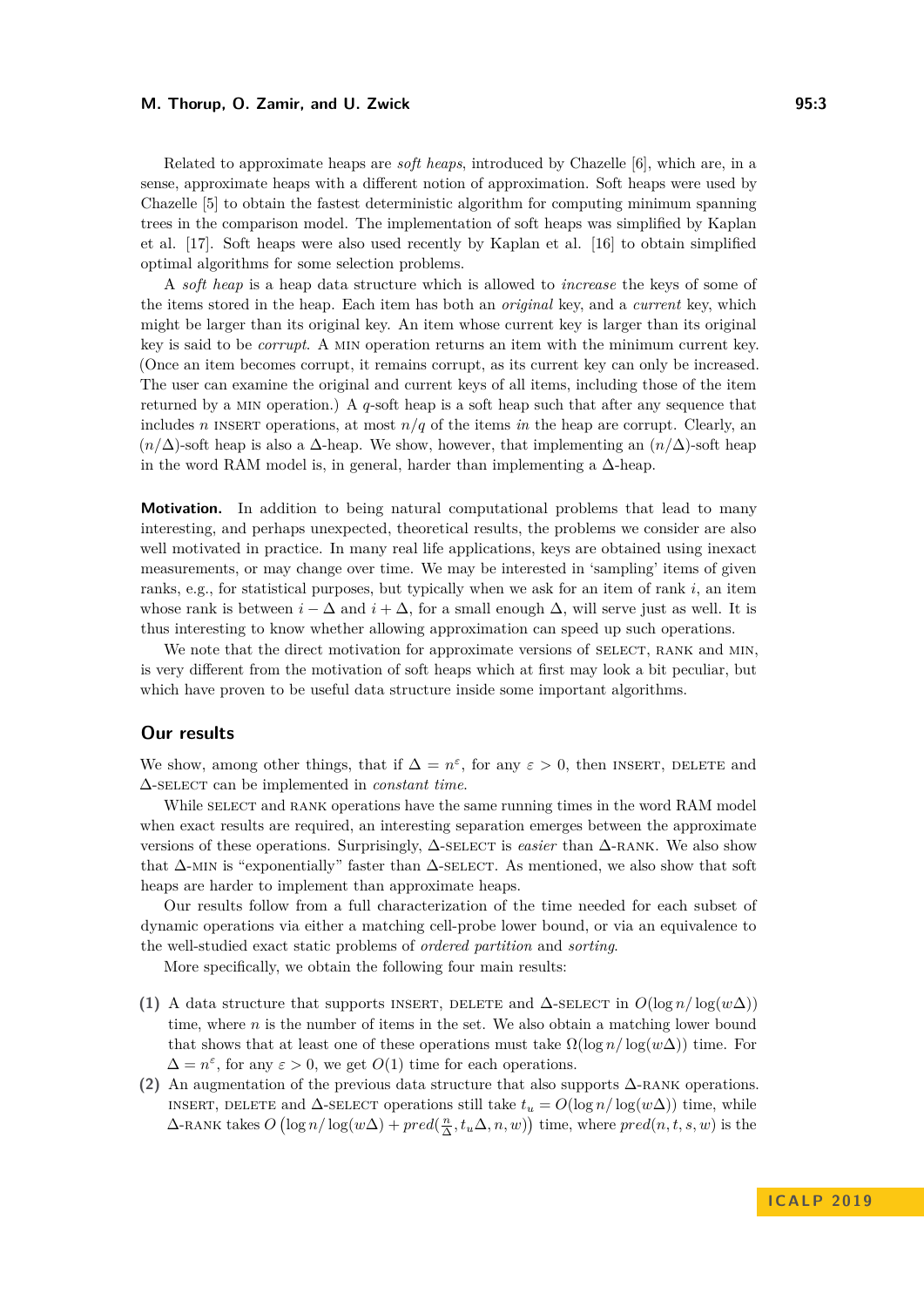Related to approximate heaps are *soft heaps*, introduced by Chazelle [6], which are, in a sense, approximate heaps with a different notion of approximation. Soft heaps were used by Chazelle [5] to obtain the fastest deterministic algorithm for computing minimum spanning trees in the comparison model. The implementation of soft heaps was simplified by Kaplan et al. [17]. Soft heaps were also used recently by Kaplan et al. [16] to obtain simplified optimal algorithms for some selection problems.

A *soft heap* is a heap data structure which is allowed to *increase* the keys of some of the items stored in the heap. Each item has both an *original* key, and a *current* key, which might be larger than its original key. An item whose current key is larger than its original key is said to be *corrupt*. A MIN operation returns an item with the minimum current key. (Once an item becomes corrupt, it remains corrupt, as its current key can only be increased. The user can examine the original and current keys of all items, including those of the item returned by a MIN operation.) A $q$-soft heap is a soft heap such that after any sequence that includes $n$ INSERT operations, at most $n/q$ of the items *in* the heap are corrupt. Clearly, an $(n/\Delta)$-soft heap is also a $\Delta$-heap. We show, however, that implementing an $(n/\Delta)$-soft heap in the word RAM model is, in general, harder than implementing a $\Delta$-heap.

**Motivation.** In addition to being natural computational problems that lead to many interesting, and perhaps unexpected, theoretical results, the problems we consider are also well motivated in practice. In many real life applications, keys are obtained using inexact measurements, or may change over time. We may be interested in 'sampling' items of given ranks, e.g., for statistical purposes, but typically when we ask for an item of rank $i$, an item whose rank is between $i - \Delta$ and $i + \Delta$, for a small enough $\Delta$, will serve just as well. It is thus interesting to know whether allowing approximation can speed up such operations.

We note that the direct motivation for approximate versions of SELECT, RANK and MIN, is very different from the motivation of soft heaps which at first may look a bit peculiar, but which have proven to be useful data structure inside some important algorithms.

## Our results

We show, among other things, that if $\Delta = n^{\varepsilon}$, for any $\varepsilon > 0$, then INSERT, DELETE and $\Delta$-SELECT can be implemented in *constant time*.

While SELECT and RANK operations have the same running times in the word RAM model when exact results are required, an interesting separation emerges between the approximate versions of these operations. Surprisingly, $\Delta$-SELECT is *easier* than $\Delta$-RANK. We also show that $\Delta$-MIN is "exponentially" faster than $\Delta$-SELECT. As mentioned, we also show that soft heaps are harder to implement than approximate heaps.

Our results follow from a full characterization of the time needed for each subset of dynamic operations via either a matching cell-probe lower bound, or via an equivalence to the well-studied exact static problems of *ordered partition* and *sorting*.

More specifically, we obtain the following four main results:

**(1)** A data structure that supports INSERT, DELETE and $\Delta$-SELECT in $O(\log n/\log(w\Delta))$ time, where $n$ is the number of items in the set. We also obtain a matching lower bound that shows that at least one of these operations must take $\Omega(\log n/\log(w\Delta))$ time. For $\Delta = n^{\varepsilon}$, for any $\varepsilon > 0$, we get $O(1)$ time for each operations.

**(2)** An augmentation of the previous data structure that also supports $\Delta$-RANK operations. INSERT, DELETE and $\Delta$-SELECT operations still take $t_u = O(\log n/\log(w\Delta))$ time, while $\Delta$-RANK takes $O\left(\log n/\log(w\Delta) + pred(\frac{n}{\Delta}, t_u\Delta, n, w)\right)$ time, where $pred(n, t, s, w)$ is the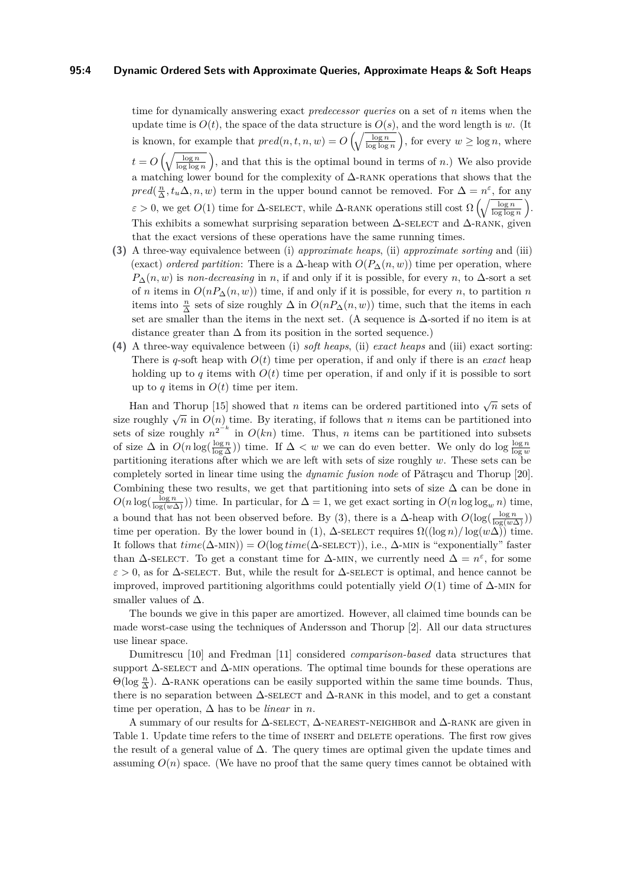time for dynamically answering exact *predecessor queries* on a set of $n$ items when the update time is $O(t)$, the space of the data structure is $O(s)$, and the word length is $w$. (It is known, for example that $pred(n,t,n,w) = O\left(\sqrt{\frac{\log n}{\log\log n}}\right)$, for every $w \geq \log n$, where $t = O\left(\sqrt{\frac{\log n}{\log\log n}}\right)$, and that this is the optimal bound in terms of $n$.) We also provide a matching lower bound for the complexity of $\Delta$-RANK operations that shows that the $pred(\frac{n}{\Delta}, t_u\Delta, n, w)$ term in the upper bound cannot be removed. For $\Delta = n^{\varepsilon}$, for any $\varepsilon > 0$, we get $O(1)$ time for $\Delta$-SELECT, while $\Delta$-RANK operations still cost $\Omega\left(\sqrt{\frac{\log n}{\log\log n}}\right)$. This exhibits a somewhat surprising separation between $\Delta$-SELECT and $\Delta$-RANK, given that the exact versions of these operations have the same running times.

**(3)** A three-way equivalence between (i) *approximate heaps*, (ii) *approximate sorting* and (iii) (exact) *ordered partition*: There is a $\Delta$-heap with $O(P_\Delta(n,w))$ time per operation, where $P_\Delta(n,w)$ is *non-decreasing* in $n$, if and only if it is possible, for every $n$, to $\Delta$-sort a set of $n$ items in $O(nP_\Delta(n,w))$ time, if and only if it is possible, for every $n$, to partition $n$ items into $\frac{n}{\Delta}$ sets of size roughly $\Delta$ in $O(nP_\Delta(n,w))$ time, such that the items in each set are smaller than the items in the next set. (A sequence is $\Delta$-sorted if no item is at distance greater than $\Delta$ from its position in the sorted sequence.)

**(4)** A three-way equivalence between (i) *soft heaps*, (ii) *exact heaps* and (iii) exact sorting: There is $q$-soft heap with $O(t)$ time per operation, if and only if there is an *exact* heap holding up to $q$ items with $O(t)$ time per operation, if and only if it is possible to sort up to $q$ items in $O(t)$ time per item.

Han and Thorup [15] showed that $n$ items can be ordered partitioned into $\sqrt{n}$ sets of size roughly $\sqrt{n}$ in $O(n)$ time. By iterating, if follows that $n$ items can be partitioned into sets of size roughly $n^{2^{-k}}$ in $O(kn)$ time. Thus, $n$ items can be partitioned into subsets of size $\Delta$ in $O(n\log(\frac{\log n}{\log\Delta}))$ time. If $\Delta < w$ we can do even better. We only do $\log\frac{\log n}{\log w}$ partitioning iterations after which we are left with sets of size roughly $w$. These sets can be completely sorted in linear time using the *dynamic fusion node* of Pătraşcu and Thorup [20]. Combining these two results, we get that partitioning into sets of size $\Delta$ can be done in $O(n\log(\frac{\log n}{\log(w\Delta)}))$ time. In particular, for $\Delta = 1$, we get exact sorting in $O(n\log\log_w n)$ time, a bound that has not been observed before. By (3), there is a $\Delta$-heap with $O(\log(\frac{\log n}{\log(w\Delta)}))$ time per operation. By the lower bound in (1), $\Delta$-SELECT requires $\Omega((\log n)/\log(w\Delta))$ time. It follows that $time(\Delta\text{-MIN}) = O(\log time(\Delta\text{-SELECT}))$, i.e., $\Delta$-MIN is "exponentially" faster than $\Delta$-SELECT. To get a constant time for $\Delta$-MIN, we currently need $\Delta = n^{\varepsilon}$, for some $\varepsilon > 0$, as for $\Delta$-SELECT. But, while the result for $\Delta$-SELECT is optimal, and hence cannot be improved, improved partitioning algorithms could potentially yield $O(1)$ time of $\Delta$-MIN for smaller values of $\Delta$.

The bounds we give in this paper are amortized. However, all claimed time bounds can be made worst-case using the techniques of Andersson and Thorup [2]. All our data structures use linear space.

Dumitrescu [10] and Fredman [11] considered *comparison-based* data structures that support $\Delta$-SELECT and $\Delta$-MIN operations. The optimal time bounds for these operations are $\Theta(\log\frac{n}{\Delta})$. $\Delta$-RANK operations can be easily supported within the same time bounds. Thus, there is no separation between $\Delta$-SELECT and $\Delta$-RANK in this model, and to get a constant time per operation, $\Delta$ has to be *linear* in $n$.

A summary of our results for $\Delta$-SELECT, $\Delta$-NEAREST-NEIGHBOR and $\Delta$-RANK are given in Table 1. Update time refers to the time of INSERT and DELETE operations. The first row gives the result of a general value of $\Delta$. The query times are optimal given the update times and assuming $O(n)$ space. (We have no proof that the same query times cannot be obtained with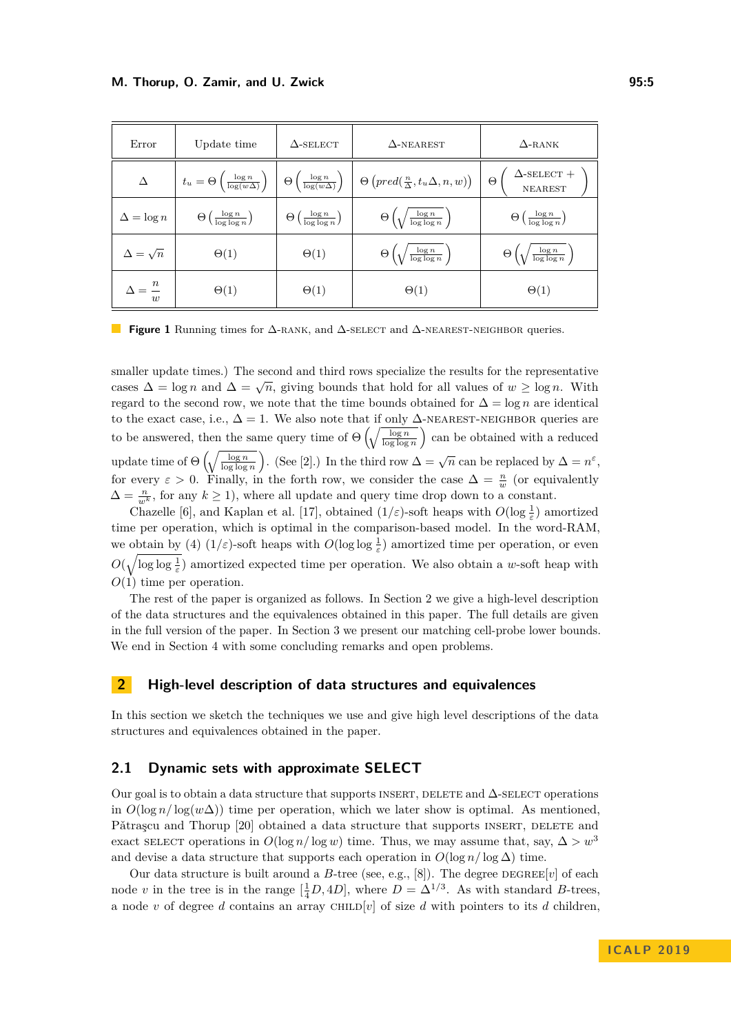| Error | Update time | Δ-SELECT | Δ-NEAREST | Δ-RANK |
|---|---|---|---|---|
| $\Delta$ | $t_u = \Theta\left(\frac{\log n}{\log(w\Delta)}\right)$ | $\Theta\left(\frac{\log n}{\log(w\Delta)}\right)$ | $\Theta\left(pred(\frac{n}{\Delta}, t_u\Delta, n, w)\right)$ | $\Theta\left(\begin{array}{c}\Delta\text{-SELECT} + \\ \text{NEAREST}\end{array}\right)$ |
| $\Delta = \log n$ | $\Theta\left(\frac{\log n}{\log\log n}\right)$ | $\Theta\left(\frac{\log n}{\log\log n}\right)$ | $\Theta\left(\sqrt{\frac{\log n}{\log\log n}}\right)$ | $\Theta\left(\frac{\log n}{\log\log n}\right)$ |
| $\Delta = \sqrt{n}$ | $\Theta(1)$ | $\Theta(1)$ | $\Theta\left(\sqrt{\frac{\log n}{\log\log n}}\right)$ | $\Theta\left(\sqrt{\frac{\log n}{\log\log n}}\right)$ |
| $\Delta = \frac{n}{w}$ | $\Theta(1)$ | $\Theta(1)$ | $\Theta(1)$ | $\Theta(1)$ |

**Figure 1** Running times for Δ-RANK, and Δ-SELECT and Δ-NEAREST-NEIGHBOR queries.

smaller update times.) The second and third rows specialize the results for the representative cases $\Delta = \log n$ and $\Delta = \sqrt{n}$, giving bounds that hold for all values of $w \geq \log n$. With regard to the second row, we note that the time bounds obtained for $\Delta = \log n$ are identical to the exact case, i.e., $\Delta = 1$. We also note that if only Δ-NEAREST-NEIGHBOR queries are to be answered, then the same query time of $\Theta\left(\sqrt{\frac{\log n}{\log\log n}}\right)$ can be obtained with a reduced update time of $\Theta\left(\sqrt{\frac{\log n}{\log\log n}}\right)$. (See [2].) In the third row $\Delta = \sqrt{n}$ can be replaced by $\Delta = n^{\varepsilon}$, for every $\varepsilon > 0$. Finally, in the forth row, we consider the case $\Delta = \frac{n}{w}$ (or equivalently $\Delta = \frac{n}{w^k}$, for any $k \geq 1$), where all update and query time drop down to a constant.

Chazelle [6], and Kaplan et al. [17], obtained $(1/\varepsilon)$-soft heaps with $O(\log \frac{1}{\varepsilon})$ amortized time per operation, which is optimal in the comparison-based model. In the word-RAM, we obtain by (4) $(1/\varepsilon)$-soft heaps with $O(\log\log \frac{1}{\varepsilon})$ amortized time per operation, or even $O(\sqrt{\log\log \frac{1}{\varepsilon}})$ amortized expected time per operation. We also obtain a $w$-soft heap with $O(1)$ time per operation.

The rest of the paper is organized as follows. In Section 2 we give a high-level description of the data structures and the equivalences obtained in this paper. The full details are given in the full version of the paper. In Section 3 we present our matching cell-probe lower bounds. We end in Section 4 with some concluding remarks and open problems.

## 2 High-level description of data structures and equivalences

In this section we sketch the techniques we use and give high level descriptions of the data structures and equivalences obtained in the paper.

### 2.1 Dynamic sets with approximate SELECT

Our goal is to obtain a data structure that supports INSERT, DELETE and Δ-SELECT operations in $O(\log n/\log(w\Delta))$ time per operation, which we later show is optimal. As mentioned, Pătraşcu and Thorup [20] obtained a data structure that supports INSERT, DELETE and exact SELECT operations in $O(\log n/\log w)$ time. Thus, we may assume that, say, $\Delta > w^3$ and devise a data structure that supports each operation in $O(\log n/\log \Delta)$ time.

Our data structure is built around a $B$-tree (see, e.g., [8]). The degree DEGREE$[v]$ of each node $v$ in the tree is in the range $[\frac{1}{4}D, 4D]$, where $D = \Delta^{1/3}$. As with standard $B$-trees, a node $v$ of degree $d$ contains an array CHILD$[v]$ of size $d$ with pointers to its $d$ children,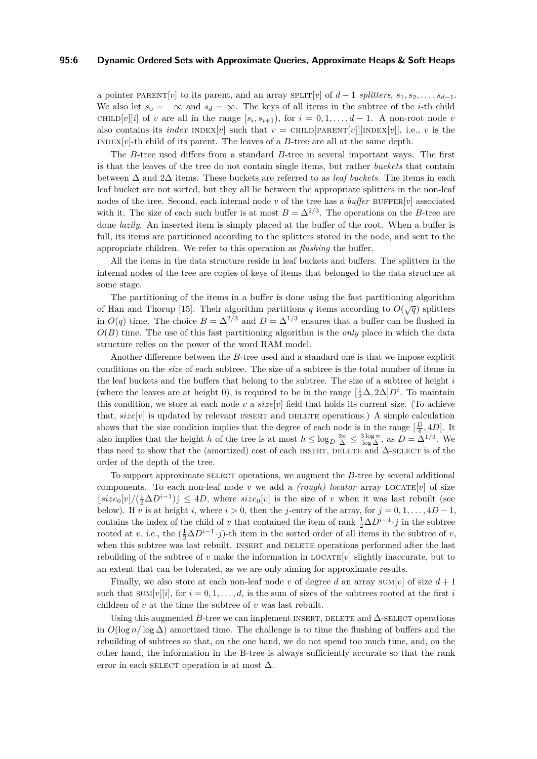a pointer PARENT$[v]$ to its parent, and an array SPLIT$[v]$ of $d-1$ *splitters*, $s_1, s_2, \ldots, s_{d-1}$. We also let $s_0 = -\infty$ and $s_d = \infty$. The keys of all items in the subtree of the $i$-th child CHILD$[v][i]$ of $v$ are all in the range $[s_i, s_{i+1})$, for $i = 0, 1, \ldots, d-1$. A non-root node $v$ also contains its *index* INDEX$[v]$ such that $v = $ CHILD[PARENT$[v]$][INDEX$[v]$], i.e., $v$ is the INDEX$[v]$-th child of its parent. The leaves of a $B$-tree are all at the same depth.

The $B$-tree used differs from a standard $B$-tree in several important ways. The first is that the leaves of the tree do not contain single items, but rather *buckets* that contain between $\Delta$ and $2\Delta$ items. These buckets are referred to as *leaf buckets*. The items in each leaf bucket are not sorted, but they all lie between the appropriate splitters in the non-leaf nodes of the tree. Second, each internal node $v$ of the tree has a *buffer* BUFFER$[v]$ associated with it. The size of each such buffer is at most $B = \Delta^{2/3}$. The operations on the $B$-tree are done *lazily*. An inserted item is simply placed at the buffer of the root. When a buffer is full, its items are partitioned according to the splitters stored in the node, and sent to the appropriate children. We refer to this operation as *flushing* the buffer.

All the items in the data structure reside in leaf buckets and buffers. The splitters in the internal nodes of the tree are copies of keys of items that belonged to the data structure at some stage.

The partitioning of the items in a buffer is done using the fast partitioning algorithm of Han and Thorup [15]. Their algorithm partitions $q$ items according to $O(\sqrt{q})$ splitters in $O(q)$ time. The choice $B = \Delta^{2/3}$ and $D = \Delta^{1/3}$ ensures that a buffer can be flushed in $O(B)$ time. The use of this fast partitioning algorithm is the *only* place in which the data structure relies on the power of the word RAM model.

Another difference between the $B$-tree used and a standard one is that we impose explicit conditions on the *size* of each subtree. The size of a subtree is the total number of items in the leaf buckets and the buffers that belong to the subtree. The size of a subtree of height $i$ (where the leaves are at height 0), is required to be in the range $[\frac{1}{2}\Delta, 2\Delta]D^i$. To maintain this condition, we store at each node $v$ a $size[v]$ field that holds its current size. (To achieve that, $size[v]$ is updated by relevant INSERT and DELETE operations.) A simple calculation shows that the size condition implies that the degree of each node is in the range $[\frac{D}{4}, 4D]$. It also implies that the height $h$ of the tree is at most $h \le \log_D \frac{2n}{\Delta} \le \frac{3\log n}{\log \Delta}$, as $D = \Delta^{1/3}$. We thus need to show that the (amortized) cost of each INSERT, DELETE and $\Delta$-SELECT is of the order of the depth of the tree.

To support approximate SELECT operations, we augment the $B$-tree by several additional components. To each non-leaf node $v$ we add a *(rough) locator* array LOCATE$[v]$ of size $\lfloor size_0[v]/(\frac{1}{2}\Delta D^{i-1})\rfloor \le 4D$, where $size_0[v]$ is the size of $v$ when it was last rebuilt (see below). If $v$ is at height $i$, where $i > 0$, then the $j$-entry of the array, for $j = 0, 1, \ldots, 4D-1$, contains the index of the child of $v$ that contained the item of rank $\frac{1}{2}\Delta D^{i-1}\cdot j$ in the subtree rooted at $v$, i.e., the $(\frac{1}{2}\Delta D^{i-1}\cdot j)$-th item in the sorted order of all items in the subtree of $v$, when this subtree was last rebuilt. INSERT and DELETE operations performed after the last rebuilding of the subtree of $v$ make the information in LOCATE$[v]$ slightly inaccurate, but to an extent that can be tolerated, as we are only aiming for approximate results.

Finally, we also store at each non-leaf node $v$ of degree $d$ an array SUM$[v]$ of size $d+1$ such that SUM$[v][i]$, for $i = 0, 1, \ldots, d$, is the sum of sizes of the subtrees rooted at the first $i$ children of $v$ at the time the subtree of $v$ was last rebuilt.

Using this augmented $B$-tree we can implement INSERT, DELETE and $\Delta$-SELECT operations in $O(\log n/\log \Delta)$ amortized time. The challenge is to time the flushing of buffers and the rebuilding of subtrees so that, on the one hand, we do not spend too much time, and, on the other hand, the information in the B-tree is always sufficiently accurate so that the rank error in each SELECT operation is at most $\Delta$.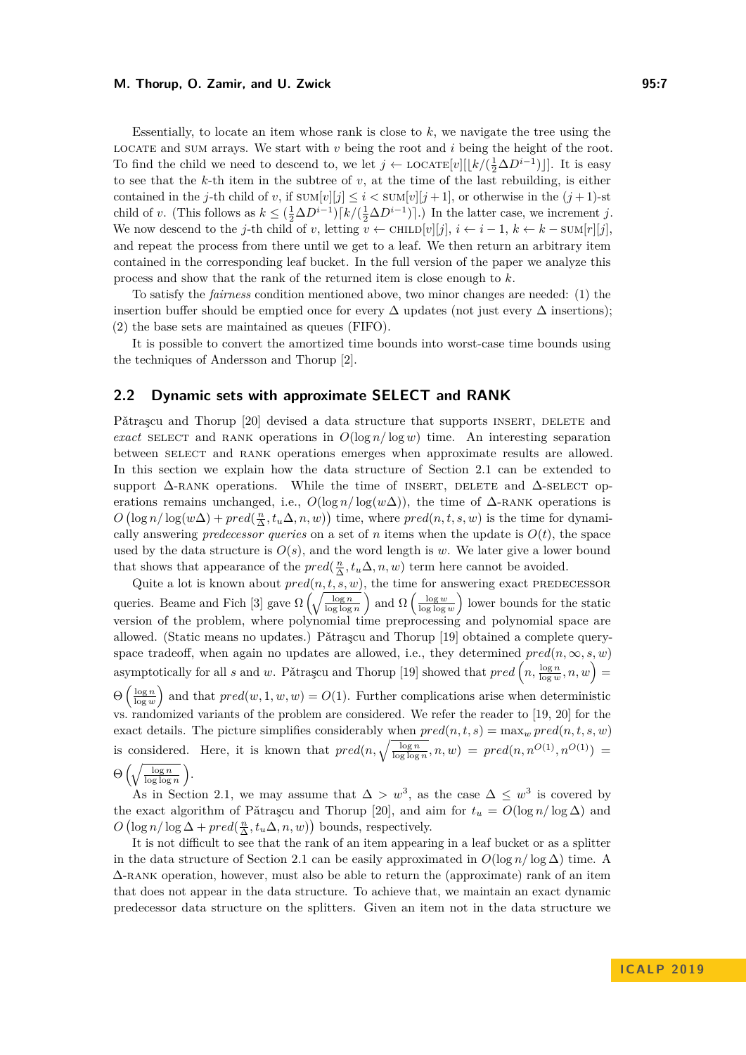Essentially, to locate an item whose rank is close to $k$, we navigate the tree using the LOCATE and SUM arrays. We start with $v$ being the root and $i$ being the height of the root. To find the child we need to descend to, we let $j \leftarrow \text{LOCATE}[v][\lfloor k/(\frac{1}{2}\Delta D^{i-1})\rfloor]$. It is easy to see that the $k$-th item in the subtree of $v$, at the time of the last rebuilding, is either contained in the $j$-th child of $v$, if $\text{SUM}[v][j] \le i < \text{SUM}[v][j+1]$, or otherwise in the $(j+1)$-st child of $v$. (This follows as $k \le (\frac{1}{2}\Delta D^{i-1})\lceil k/(\frac{1}{2}\Delta D^{i-1})\rceil$.) In the latter case, we increment $j$. We now descend to the $j$-th child of $v$, letting $v \leftarrow \text{CHILD}[v][j]$, $i \leftarrow i-1$, $k \leftarrow k - \text{SUM}[r][j]$, and repeat the process from there until we get to a leaf. We then return an arbitrary item contained in the corresponding leaf bucket. In the full version of the paper we analyze this process and show that the rank of the returned item is close enough to $k$.

To satisfy the *fairness* condition mentioned above, two minor changes are needed: (1) the insertion buffer should be emptied once for every $\Delta$ updates (not just every $\Delta$ insertions); (2) the base sets are maintained as queues (FIFO).

It is possible to convert the amortized time bounds into worst-case time bounds using the techniques of Andersson and Thorup [2].

## 2.2 Dynamic sets with approximate SELECT and RANK

Pătraşcu and Thorup [20] devised a data structure that supports INSERT, DELETE and *exact* SELECT and RANK operations in $O(\log n/\log w)$ time. An interesting separation between SELECT and RANK operations emerges when approximate results are allowed. In this section we explain how the data structure of Section 2.1 can be extended to support $\Delta$-RANK operations. While the time of INSERT, DELETE and $\Delta$-SELECT operations remains unchanged, i.e., $O(\log n/\log(w\Delta))$, the time of $\Delta$-RANK operations is $O\left(\log n/\log(w\Delta) + pred(\frac{n}{\Delta}, t_u\Delta, n, w)\right)$ time, where $pred(n,t,s,w)$ is the time for dynamically answering *predecessor queries* on a set of $n$ items when the update is $O(t)$, the space used by the data structure is $O(s)$, and the word length is $w$. We later give a lower bound that shows that appearance of the $pred(\frac{n}{\Delta}, t_u\Delta, n, w)$ term here cannot be avoided.

Quite a lot is known about $pred(n,t,s,w)$, the time for answering exact PREDECESSOR queries. Beame and Fich [3] gave $\Omega\left(\sqrt{\frac{\log n}{\log\log n}}\right)$ and $\Omega\left(\frac{\log w}{\log\log w}\right)$ lower bounds for the static version of the problem, where polynomial time preprocessing and polynomial space are allowed. (Static means no updates.) Pătraşcu and Thorup [19] obtained a complete query-space tradeoff, when again no updates are allowed, i.e., they determined $pred(n,\infty,s,w)$ asymptotically for all $s$ and $w$. Pătraşcu and Thorup [19] showed that $pred\left(n, \frac{\log n}{\log w}, n, w\right) = \Theta\left(\frac{\log n}{\log w}\right)$ and that $pred(w,1,w,w) = O(1)$. Further complications arise when deterministic vs. randomized variants of the problem are considered. We refer the reader to [19, 20] for the exact details. The picture simplifies considerably when $pred(n,t,s) = \max_w pred(n,t,s,w)$ is considered. Here, it is known that $pred(n, \sqrt{\frac{\log n}{\log\log n}}, n, w) = pred(n, n^{O(1)}, n^{O(1)}) = \Theta\left(\sqrt{\frac{\log n}{\log\log n}}\right)$.

As in Section 2.1, we may assume that $\Delta > w^3$, as the case $\Delta \le w^3$ is covered by the exact algorithm of Pătraşcu and Thorup [20], and aim for $t_u = O(\log n/\log\Delta)$ and $O\left(\log n/\log\Delta + pred(\frac{n}{\Delta}, t_u\Delta, n, w)\right)$ bounds, respectively.

It is not difficult to see that the rank of an item appearing in a leaf bucket or as a splitter in the data structure of Section 2.1 can be easily approximated in $O(\log n/\log\Delta)$ time. A $\Delta$-RANK operation, however, must also be able to return the (approximate) rank of an item that does not appear in the data structure. To achieve that, we maintain an exact dynamic predecessor data structure on the splitters. Given an item not in the data structure we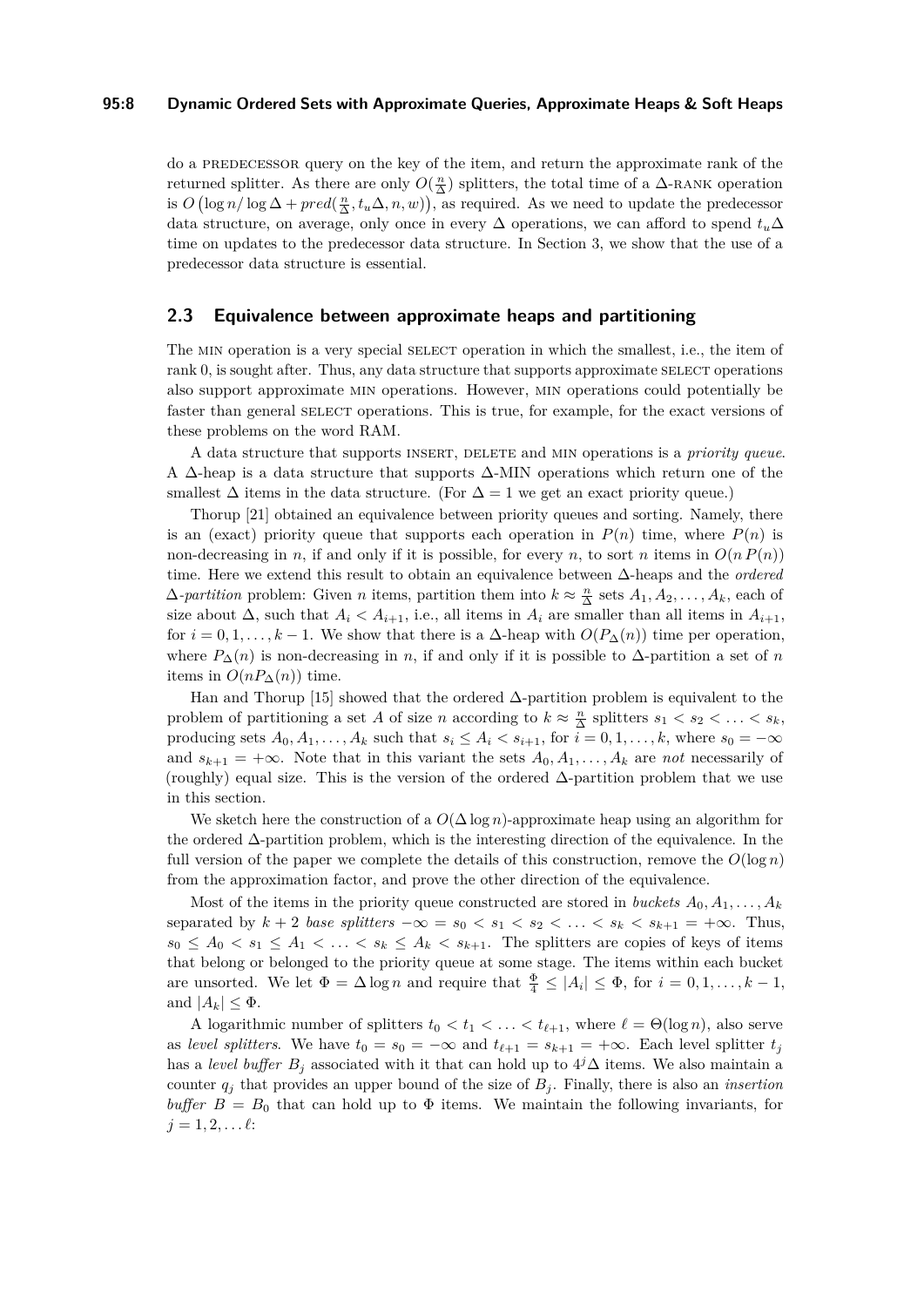do a PREDECESSOR query on the key of the item, and return the approximate rank of the returned splitter. As there are only $O(\frac{n}{\Delta})$ splitters, the total time of a $\Delta$-RANK operation is $O\left(\log n/\log\Delta + pred(\frac{n}{\Delta}, t_u\Delta, n, w)\right)$, as required. As we need to update the predecessor data structure, on average, only once in every $\Delta$ operations, we can afford to spend $t_u\Delta$ time on updates to the predecessor data structure. In Section 3, we show that the use of a predecessor data structure is essential.

## 2.3 Equivalence between approximate heaps and partitioning

The MIN operation is a very special SELECT operation in which the smallest, i.e., the item of rank 0, is sought after. Thus, any data structure that supports approximate SELECT operations also support approximate MIN operations. However, MIN operations could potentially be faster than general SELECT operations. This is true, for example, for the exact versions of these problems on the word RAM.

A data structure that supports INSERT, DELETE and MIN operations is a *priority queue*. A $\Delta$-heap is a data structure that supports $\Delta$-MIN operations which return one of the smallest $\Delta$ items in the data structure. (For $\Delta = 1$ we get an exact priority queue.)

Thorup [21] obtained an equivalence between priority queues and sorting. Namely, there is an (exact) priority queue that supports each operation in $P(n)$ time, where $P(n)$ is non-decreasing in $n$, if and only if it is possible, for every $n$, to sort $n$ items in $O(n\,P(n))$ time. Here we extend this result to obtain an equivalence between $\Delta$-heaps and the *ordered* $\Delta$*-partition* problem: Given $n$ items, partition them into $k \approx \frac{n}{\Delta}$ sets $A_1, A_2, \ldots, A_k$, each of size about $\Delta$, such that $A_i < A_{i+1}$, i.e., all items in $A_i$ are smaller than all items in $A_{i+1}$, for $i = 0, 1, \ldots, k-1$. We show that there is a $\Delta$-heap with $O(P_\Delta(n))$ time per operation, where $P_\Delta(n)$ is non-decreasing in $n$, if and only if it is possible to $\Delta$-partition a set of $n$ items in $O(nP_\Delta(n))$ time.

Han and Thorup [15] showed that the ordered $\Delta$-partition problem is equivalent to the problem of partitioning a set $A$ of size $n$ according to $k \approx \frac{n}{\Delta}$ splitters $s_1 < s_2 < \ldots < s_k$, producing sets $A_0, A_1, \ldots, A_k$ such that $s_i \le A_i < s_{i+1}$, for $i = 0, 1, \ldots, k$, where $s_0 = -\infty$ and $s_{k+1} = +\infty$. Note that in this variant the sets $A_0, A_1, \ldots, A_k$ are *not* necessarily of (roughly) equal size. This is the version of the ordered $\Delta$-partition problem that we use in this section.

We sketch here the construction of a $O(\Delta \log n)$-approximate heap using an algorithm for the ordered $\Delta$-partition problem, which is the interesting direction of the equivalence. In the full version of the paper we complete the details of this construction, remove the $O(\log n)$ from the approximation factor, and prove the other direction of the equivalence.

Most of the items in the priority queue constructed are stored in *buckets* $A_0, A_1, \ldots, A_k$ separated by $k+2$ *base splitters* $-\infty = s_0 < s_1 < s_2 < \ldots < s_k < s_{k+1} = +\infty$. Thus, $s_0 \le A_0 < s_1 \le A_1 < \ldots < s_k \le A_k < s_{k+1}$. The splitters are copies of keys of items that belong or belonged to the priority queue at some stage. The items within each bucket are unsorted. We let $\Phi = \Delta \log n$ and require that $\frac{\Phi}{4} \le |A_i| \le \Phi$, for $i = 0, 1, \ldots, k-1$, and $|A_k| \le \Phi$.

A logarithmic number of splitters $t_0 < t_1 < \ldots < t_{\ell+1}$, where $\ell = \Theta(\log n)$, also serve as *level splitters*. We have $t_0 = s_0 = -\infty$ and $t_{\ell+1} = s_{k+1} = +\infty$. Each level splitter $t_j$ has a *level buffer* $B_j$ associated with it that can hold up to $4^j\Delta$ items. We also maintain a counter $q_j$ that provides an upper bound of the size of $B_j$. Finally, there is also an *insertion buffer* $B = B_0$ that can hold up to $\Phi$ items. We maintain the following invariants, for $j = 1, 2, \ldots \ell$: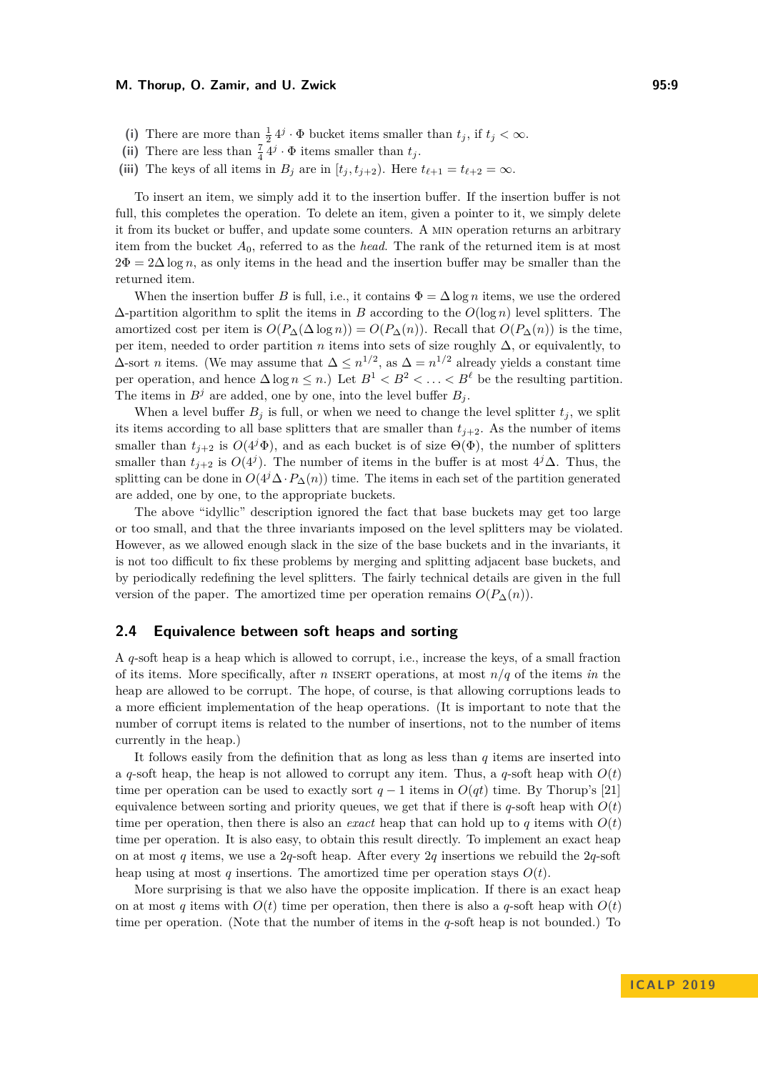**(i)** There are more than $\frac{1}{2}4^j \cdot \Phi$ bucket items smaller than $t_j$, if $t_j < \infty$.
**(ii)** There are less than $\frac{7}{4}4^j \cdot \Phi$ items smaller than $t_j$.
**(iii)** The keys of all items in $B_j$ are in $[t_j, t_{j+2})$. Here $t_{\ell+1} = t_{\ell+2} = \infty$.

To insert an item, we simply add it to the insertion buffer. If the insertion buffer is not full, this completes the operation. To delete an item, given a pointer to it, we simply delete it from its bucket or buffer, and update some counters. A MIN operation returns an arbitrary item from the bucket $A_0$, referred to as the *head*. The rank of the returned item is at most $2\Phi = 2\Delta \log n$, as only items in the head and the insertion buffer may be smaller than the returned item.

When the insertion buffer $B$ is full, i.e., it contains $\Phi = \Delta \log n$ items, we use the ordered $\Delta$-partition algorithm to split the items in $B$ according to the $O(\log n)$ level splitters. The amortized cost per item is $O(P_\Delta(\Delta \log n)) = O(P_\Delta(n))$. Recall that $O(P_\Delta(n))$ is the time, per item, needed to order partition $n$ items into sets of size roughly $\Delta$, or equivalently, to $\Delta$-sort $n$ items. (We may assume that $\Delta \leq n^{1/2}$, as $\Delta = n^{1/2}$ already yields a constant time per operation, and hence $\Delta \log n \leq n$.) Let $B^1 < B^2 < \ldots < B^\ell$ be the resulting partition. The items in $B^j$ are added, one by one, into the level buffer $B_j$.

When a level buffer $B_j$ is full, or when we need to change the level splitter $t_j$, we split its items according to all base splitters that are smaller than $t_{j+2}$. As the number of items smaller than $t_{j+2}$ is $O(4^j\Phi)$, and as each bucket is of size $\Theta(\Phi)$, the number of splitters smaller than $t_{j+2}$ is $O(4^j)$. The number of items in the buffer is at most $4^j\Delta$. Thus, the splitting can be done in $O(4^j\Delta \cdot P_\Delta(n))$ time. The items in each set of the partition generated are added, one by one, to the appropriate buckets.

The above "idyllic" description ignored the fact that base buckets may get too large or too small, and that the three invariants imposed on the level splitters may be violated. However, as we allowed enough slack in the size of the base buckets and in the invariants, it is not too difficult to fix these problems by merging and splitting adjacent base buckets, and by periodically redefining the level splitters. The fairly technical details are given in the full version of the paper. The amortized time per operation remains $O(P_\Delta(n))$.

## 2.4 Equivalence between soft heaps and sorting

A $q$-soft heap is a heap which is allowed to corrupt, i.e., increase the keys, of a small fraction of its items. More specifically, after $n$ INSERT operations, at most $n/q$ of the items *in* the heap are allowed to be corrupt. The hope, of course, is that allowing corruptions leads to a more efficient implementation of the heap operations. (It is important to note that the number of corrupt items is related to the number of insertions, not to the number of items currently in the heap.)

It follows easily from the definition that as long as less than $q$ items are inserted into a $q$-soft heap, the heap is not allowed to corrupt any item. Thus, a $q$-soft heap with $O(t)$ time per operation can be used to exactly sort $q-1$ items in $O(qt)$ time. By Thorup's [21] equivalence between sorting and priority queues, we get that if there is $q$-soft heap with $O(t)$ time per operation, then there is also an *exact* heap that can hold up to $q$ items with $O(t)$ time per operation. It is also easy, to obtain this result directly. To implement an exact heap on at most $q$ items, we use a $2q$-soft heap. After every $2q$ insertions we rebuild the $2q$-soft heap using at most $q$ insertions. The amortized time per operation stays $O(t)$.

More surprising is that we also have the opposite implication. If there is an exact heap on at most $q$ items with $O(t)$ time per operation, then there is also a $q$-soft heap with $O(t)$ time per operation. (Note that the number of items in the $q$-soft heap is not bounded.) To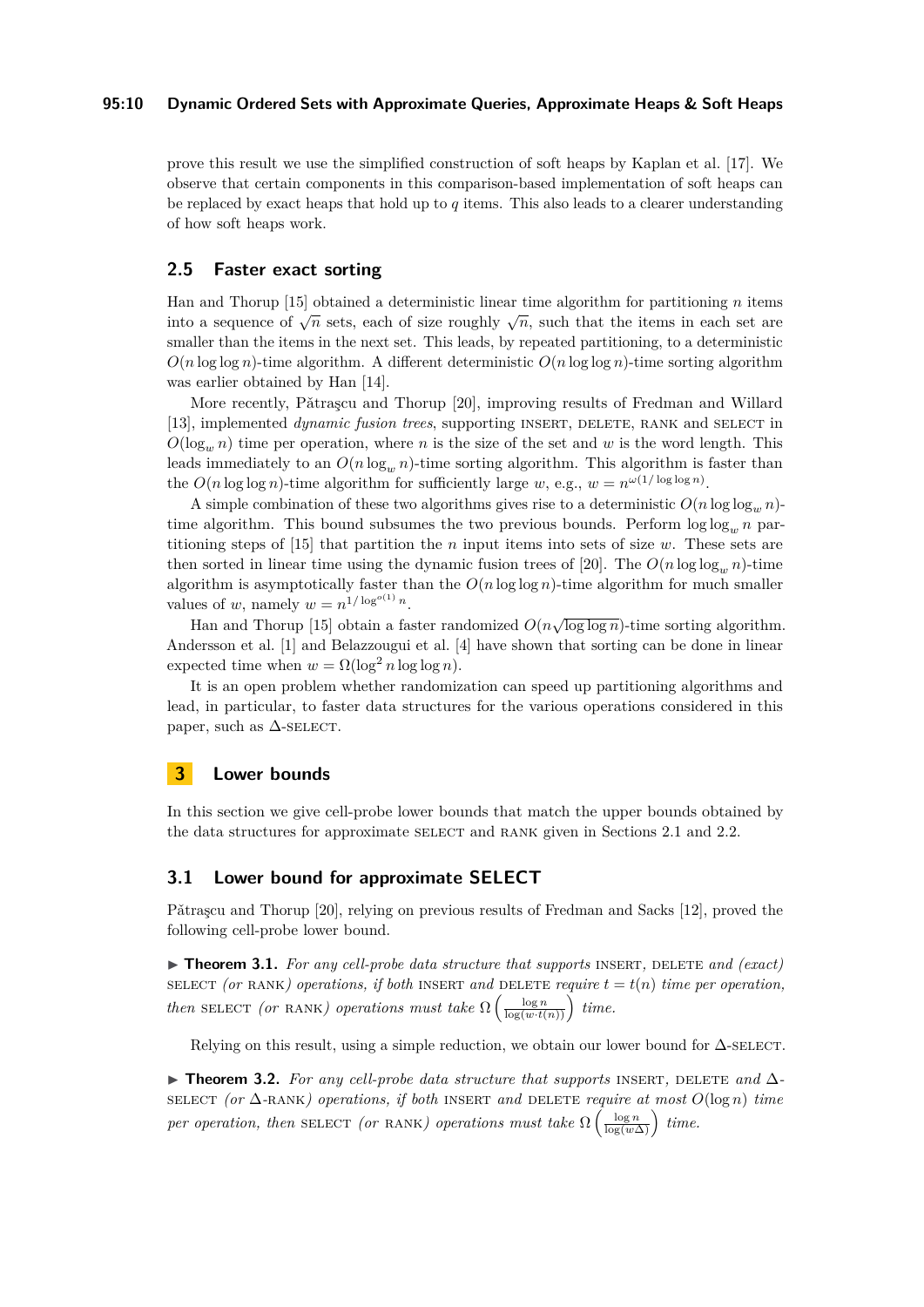prove this result we use the simplified construction of soft heaps by Kaplan et al. [17]. We observe that certain components in this comparison-based implementation of soft heaps can be replaced by exact heaps that hold up to $q$ items. This also leads to a clearer understanding of how soft heaps work.

## 2.5 Faster exact sorting

Han and Thorup [15] obtained a deterministic linear time algorithm for partitioning $n$ items into a sequence of $\sqrt{n}$ sets, each of size roughly $\sqrt{n}$, such that the items in each set are smaller than the items in the next set. This leads, by repeated partitioning, to a deterministic $O(n \log\log n)$-time algorithm. A different deterministic $O(n \log\log n)$-time sorting algorithm was earlier obtained by Han [14].

More recently, Pătraşcu and Thorup [20], improving results of Fredman and Willard [13], implemented *dynamic fusion trees*, supporting INSERT, DELETE, RANK and SELECT in $O(\log_w n)$ time per operation, where $n$ is the size of the set and $w$ is the word length. This leads immediately to an $O(n \log_w n)$-time sorting algorithm. This algorithm is faster than the $O(n \log\log n)$-time algorithm for sufficiently large $w$, e.g., $w = n^{\omega(1/\log\log n)}$.

A simple combination of these two algorithms gives rise to a deterministic $O(n \log\log_w n)$-time algorithm. This bound subsumes the two previous bounds. Perform $\log\log_w n$ partitioning steps of [15] that partition the $n$ input items into sets of size $w$. These sets are then sorted in linear time using the dynamic fusion trees of [20]. The $O(n \log\log_w n)$-time algorithm is asymptotically faster than the $O(n \log\log n)$-time algorithm for much smaller values of $w$, namely $w = n^{1/\log^{o(1)} n}$.

Han and Thorup [15] obtain a faster randomized $O(n\sqrt{\log\log n})$-time sorting algorithm. Andersson et al. [1] and Belazzougui et al. [4] have shown that sorting can be done in linear expected time when $w = \Omega(\log^2 n \log\log n)$.

It is an open problem whether randomization can speed up partitioning algorithms and lead, in particular, to faster data structures for the various operations considered in this paper, such as $\Delta$-SELECT.

# 3 Lower bounds

In this section we give cell-probe lower bounds that match the upper bounds obtained by the data structures for approximate SELECT and RANK given in Sections 2.1 and 2.2.

## 3.1 Lower bound for approximate SELECT

Pătraşcu and Thorup [20], relying on previous results of Fredman and Saks [12], proved the following cell-probe lower bound.

▶ **Theorem 3.1.** *For any cell-probe data structure that supports* INSERT*,* DELETE *and (exact)* SELECT *(or* RANK*) operations, if both* INSERT *and* DELETE *require $t = t(n)$ time per operation, then* SELECT *(or* RANK*) operations must take $\Omega\left(\frac{\log n}{\log(w \cdot t(n))}\right)$ time.*

Relying on this result, using a simple reduction, we obtain our lower bound for $\Delta$-SELECT.

▶ **Theorem 3.2.** *For any cell-probe data structure that supports* INSERT*,* DELETE *and $\Delta$-*SELECT *(or $\Delta$-*RANK*) operations, if both* INSERT *and* DELETE *require at most $O(\log n)$ time per operation, then* SELECT *(or* RANK*) operations must take $\Omega\left(\frac{\log n}{\log(w\Delta)}\right)$ time.*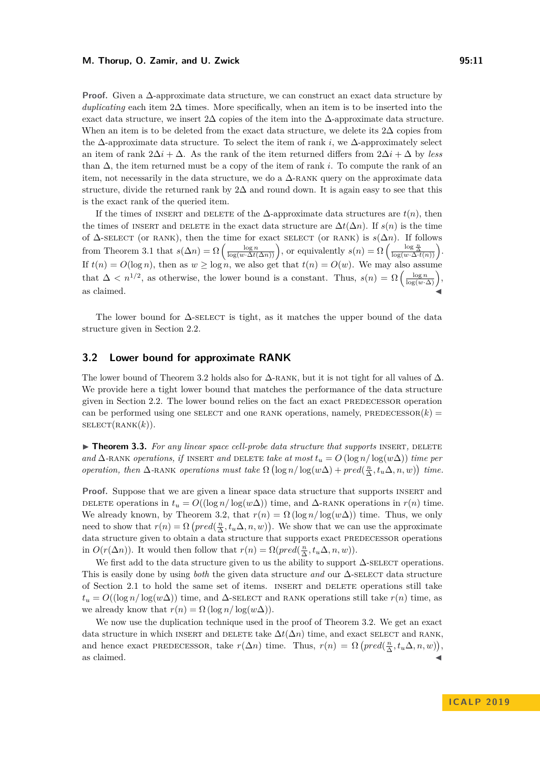**Proof.** Given a $\Delta$-approximate data structure, we can construct an exact data structure by *duplicating* each item $2\Delta$ times. More specifically, when an item is to be inserted into the exact data structure, we insert $2\Delta$ copies of the item into the $\Delta$-approximate data structure. When an item is to be deleted from the exact data structure, we delete its $2\Delta$ copies from the $\Delta$-approximate data structure. To select the item of rank $i$, we $\Delta$-approximately select an item of rank $2\Delta i + \Delta$. As the rank of the item returned differs from $2\Delta i + \Delta$ by *less* than $\Delta$, the item returned must be a copy of the item of rank $i$. To compute the rank of an item, not necessarily in the data structure, we do a $\Delta$-RANK query on the approximate data structure, divide the returned rank by $2\Delta$ and round down. It is again easy to see that this is the exact rank of the queried item.

If the times of INSERT and DELETE of the $\Delta$-approximate data structures are $t(n)$, then the times of INSERT and DELETE in the exact data structure are $\Delta t(\Delta n)$. If $s(n)$ is the time of $\Delta$-SELECT (or RANK), then the time for exact SELECT (or RANK) is $s(\Delta n)$. If follows from Theorem 3.1 that $s(\Delta n) = \Omega\left(\frac{\log n}{\log(w \cdot \Delta t(\Delta n))}\right)$, or equivalently $s(n) = \Omega\left(\frac{\log \frac{n}{\Delta}}{\log(w \cdot \Delta \cdot t(n))}\right)$. If $t(n) = O(\log n)$, then as $w \geq \log n$, we also get that $t(n) = O(w)$. We may also assume that $\Delta < n^{1/2}$, as otherwise, the lower bound is a constant. Thus, $s(n) = \Omega\left(\frac{\log n}{\log(w \cdot \Delta)}\right)$, as claimed. ◀

The lower bound for $\Delta$-SELECT is tight, as it matches the upper bound of the data structure given in Section 2.2.

## 3.2 Lower bound for approximate RANK

The lower bound of Theorem 3.2 holds also for $\Delta$-RANK, but it is not tight for all values of $\Delta$. We provide here a tight lower bound that matches the performance of the data structure given in Section 2.2. The lower bound relies on the fact an exact PREDECESSOR operation can be performed using one SELECT and one RANK operations, namely, PREDECESSOR$(k)$ = SELECT(RANK$(k)$).

▶ **Theorem 3.3.** *For any linear space cell-probe data structure that supports* INSERT, DELETE *and $\Delta$-*RANK *operations, if* INSERT *and* DELETE *take at most $t_u = O(\log n/\log(w\Delta))$ time per operation, then $\Delta$-*RANK *operations must take $\Omega\left(\log n/\log(w\Delta) + pred(\frac{n}{\Delta}, t_u\Delta, n, w)\right)$ time.*

**Proof.** Suppose that we are given a linear space data structure that supports INSERT and DELETE operations in $t_u = O((\log n/\log(w\Delta))$ time, and $\Delta$-RANK operations in $r(n)$ time. We already known, by Theorem 3.2, that $r(n) = \Omega(\log n/\log(w\Delta))$ time. Thus, we only need to show that $r(n) = \Omega\left(pred(\frac{n}{\Delta}, t_u\Delta, n, w)\right)$. We show that we can use the approximate data structure given to obtain a data structure that supports exact PREDECESSOR operations in $O(r(\Delta n))$. It would then follow that $r(n) = \Omega(pred(\frac{n}{\Delta}, t_u\Delta, n, w))$.

We first add to the data structure given to us the ability to support $\Delta$-SELECT operations. This is easily done by using *both* the given data structure *and* our $\Delta$-SELECT data structure of Section 2.1 to hold the same set of items. INSERT and DELETE operations still take $t_u = O((\log n/\log(w\Delta))$ time, and $\Delta$-SELECT and RANK operations still take $r(n)$ time, as we already know that $r(n) = \Omega(\log n/\log(w\Delta))$.

We now use the duplication technique used in the proof of Theorem 3.2. We get an exact data structure in which INSERT and DELETE take $\Delta t(\Delta n)$ time, and exact SELECT and RANK, and hence exact PREDECESSOR, take $r(\Delta n)$ time. Thus, $r(n) = \Omega\left(pred(\frac{n}{\Delta}, t_u\Delta, n, w)\right)$, as claimed. ◀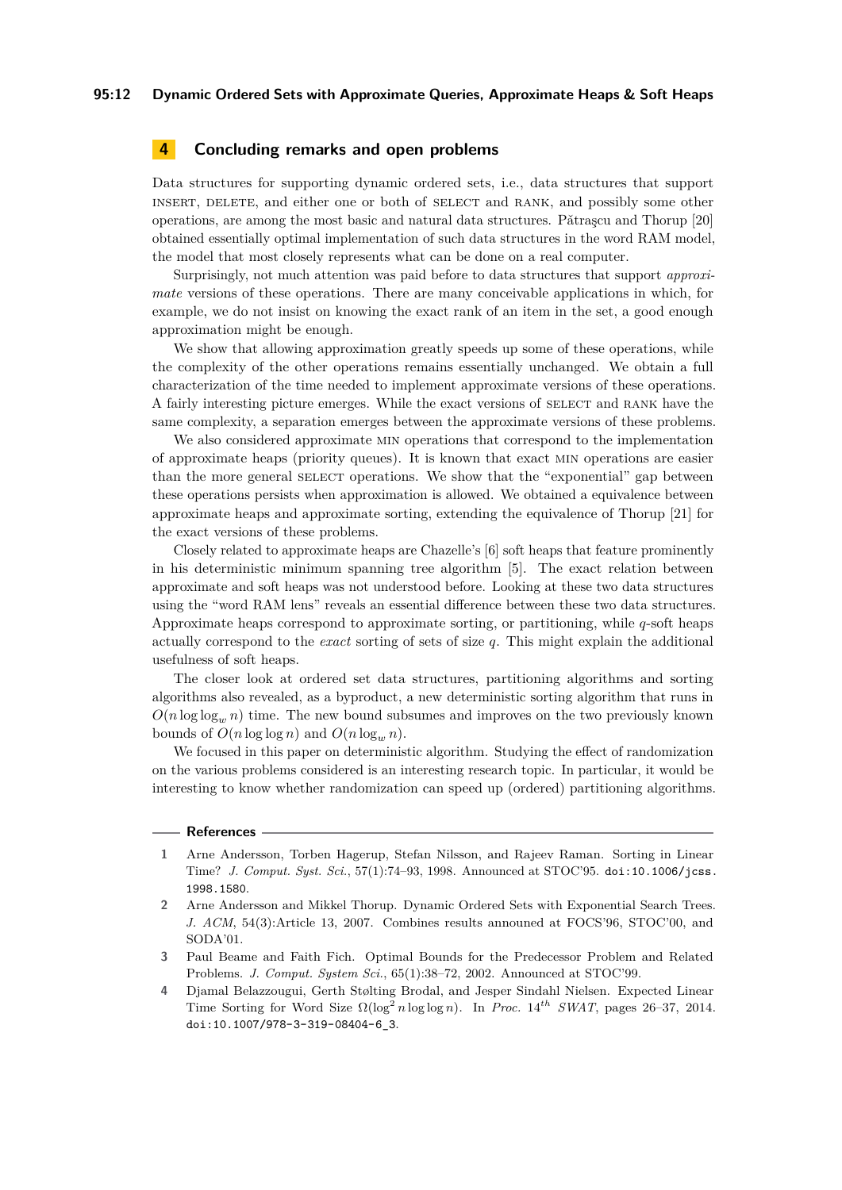## 4 Concluding remarks and open problems

Data structures for supporting dynamic ordered sets, i.e., data structures that support INSERT, DELETE, and either one or both of SELECT and RANK, and possibly some other operations, are among the most basic and natural data structures. Pătraşcu and Thorup [20] obtained essentially optimal implementation of such data structures in the word RAM model, the model that most closely represents what can be done on a real computer.

Surprisingly, not much attention was paid before to data structures that support *approximate* versions of these operations. There are many conceivable applications in which, for example, we do not insist on knowing the exact rank of an item in the set, a good enough approximation might be enough.

We show that allowing approximation greatly speeds up some of these operations, while the complexity of the other operations remains essentially unchanged. We obtain a full characterization of the time needed to implement approximate versions of these operations. A fairly interesting picture emerges. While the exact versions of SELECT and RANK have the same complexity, a separation emerges between the approximate versions of these problems.

We also considered approximate MIN operations that correspond to the implementation of approximate heaps (priority queues). It is known that exact MIN operations are easier than the more general SELECT operations. We show that the "exponential" gap between these operations persists when approximation is allowed. We obtained a equivalence between approximate heaps and approximate sorting, extending the equivalence of Thorup [21] for the exact versions of these problems.

Closely related to approximate heaps are Chazelle's [6] soft heaps that feature prominently in his deterministic minimum spanning tree algorithm [5]. The exact relation between approximate and soft heaps was not understood before. Looking at these two data structures using the "word RAM lens" reveals an essential difference between these two data structures. Approximate heaps correspond to approximate sorting, or partitioning, while $q$-soft heaps actually correspond to the *exact* sorting of sets of size $q$. This might explain the additional usefulness of soft heaps.

The closer look at ordered set data structures, partitioning algorithms and sorting algorithms also revealed, as a byproduct, a new deterministic sorting algorithm that runs in $O(n \log\log_w n)$ time. The new bound subsumes and improves on the two previously known bounds of $O(n \log\log n)$ and $O(n \log_w n)$.

We focused in this paper on deterministic algorithm. Studying the effect of randomization on the various problems considered is an interesting research topic. In particular, it would be interesting to know whether randomization can speed up (ordered) partitioning algorithms.

## References

1. Arne Andersson, Torben Hagerup, Stefan Nilsson, and Rajeev Raman. Sorting in Linear Time? *J. Comput. Syst. Sci.*, 57(1):74–93, 1998. Announced at STOC'95. doi:10.1006/jcss.1998.1580.
2. Arne Andersson and Mikkel Thorup. Dynamic Ordered Sets with Exponential Search Trees. *J. ACM*, 54(3):Article 13, 2007. Combines results announed at FOCS'96, STOC'00, and SODA'01.
3. Paul Beame and Faith Fich. Optimal Bounds for the Predecessor Problem and Related Problems. *J. Comput. System Sci.*, 65(1):38–72, 2002. Announced at STOC'99.
4. Djamal Belazzougui, Gerth Stølting Brodal, and Jesper Sindahl Nielsen. Expected Linear Time Sorting for Word Size $\Omega(\log^2 n \log\log n)$. In *Proc. $14^{th}$ SWAT*, pages 26–37, 2014. doi:10.1007/978-3-319-08404-6_3.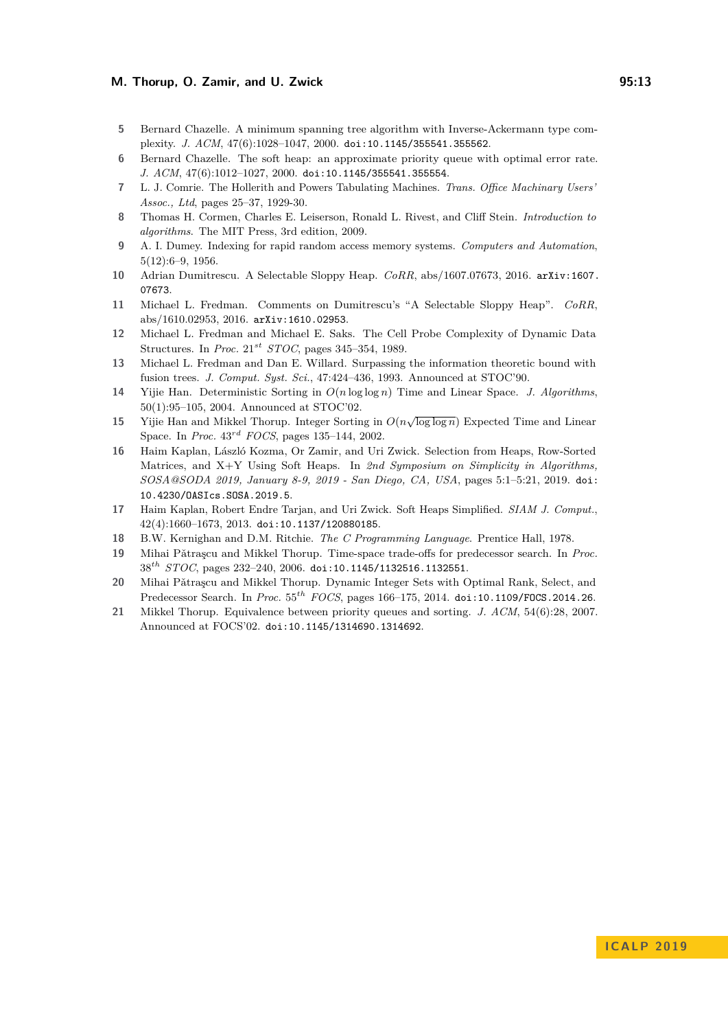5. Bernard Chazelle. A minimum spanning tree algorithm with Inverse-Ackermann type complexity. *J. ACM*, 47(6):1028–1047, 2000. doi:10.1145/355541.355562.
6. Bernard Chazelle. The soft heap: an approximate priority queue with optimal error rate. *J. ACM*, 47(6):1012–1027, 2000. doi:10.1145/355541.355554.
7. L. J. Comrie. The Hollerith and Powers Tabulating Machines. *Trans. Office Machinary Users' Assoc., Ltd*, pages 25–37, 1929-30.
8. Thomas H. Cormen, Charles E. Leiserson, Ronald L. Rivest, and Cliff Stein. *Introduction to algorithms*. The MIT Press, 3rd edition, 2009.
9. A. I. Dumey. Indexing for rapid random access memory systems. *Computers and Automation*, 5(12):6–9, 1956.
10. Adrian Dumitrescu. A Selectable Sloppy Heap. *CoRR*, abs/1607.07673, 2016. arXiv:1607.07673.
11. Michael L. Fredman. Comments on Dumitrescu's "A Selectable Sloppy Heap". *CoRR*, abs/1610.02953, 2016. arXiv:1610.02953.
12. Michael L. Fredman and Michael E. Saks. The Cell Probe Complexity of Dynamic Data Structures. In *Proc.* $21^{st}$ *STOC*, pages 345–354, 1989.
13. Michael L. Fredman and Dan E. Willard. Surpassing the information theoretic bound with fusion trees. *J. Comput. Syst. Sci.*, 47:424–436, 1993. Announced at STOC'90.
14. Yijie Han. Deterministic Sorting in $O(n \log \log n)$ Time and Linear Space. *J. Algorithms*, 50(1):95–105, 2004. Announced at STOC'02.
15. Yijie Han and Mikkel Thorup. Integer Sorting in $O(n\sqrt{\log \log n})$ Expected Time and Linear Space. In *Proc.* $43^{rd}$ *FOCS*, pages 135–144, 2002.
16. Haim Kaplan, László Kozma, Or Zamir, and Uri Zwick. Selection from Heaps, Row-Sorted Matrices, and X+Y Using Soft Heaps. In *2nd Symposium on Simplicity in Algorithms, SOSA@SODA 2019, January 8-9, 2019 - San Diego, CA, USA*, pages 5:1–5:21, 2019. doi:10.4230/OASIcs.SOSA.2019.5.
17. Haim Kaplan, Robert Endre Tarjan, and Uri Zwick. Soft Heaps Simplified. *SIAM J. Comput.*, 42(4):1660–1673, 2013. doi:10.1137/120880185.
18. B.W. Kernighan and D.M. Ritchie. *The C Programming Language*. Prentice Hall, 1978.
19. Mihai Pătraşcu and Mikkel Thorup. Time-space trade-offs for predecessor search. In *Proc.* $38^{th}$ *STOC*, pages 232–240, 2006. doi:10.1145/1132516.1132551.
20. Mihai Pătraşcu and Mikkel Thorup. Dynamic Integer Sets with Optimal Rank, Select, and Predecessor Search. In *Proc.* $55^{th}$ *FOCS*, pages 166–175, 2014. doi:10.1109/FOCS.2014.26.
21. Mikkel Thorup. Equivalence between priority queues and sorting. *J. ACM*, 54(6):28, 2007. Announced at FOCS'02. doi:10.1145/1314690.1314692.